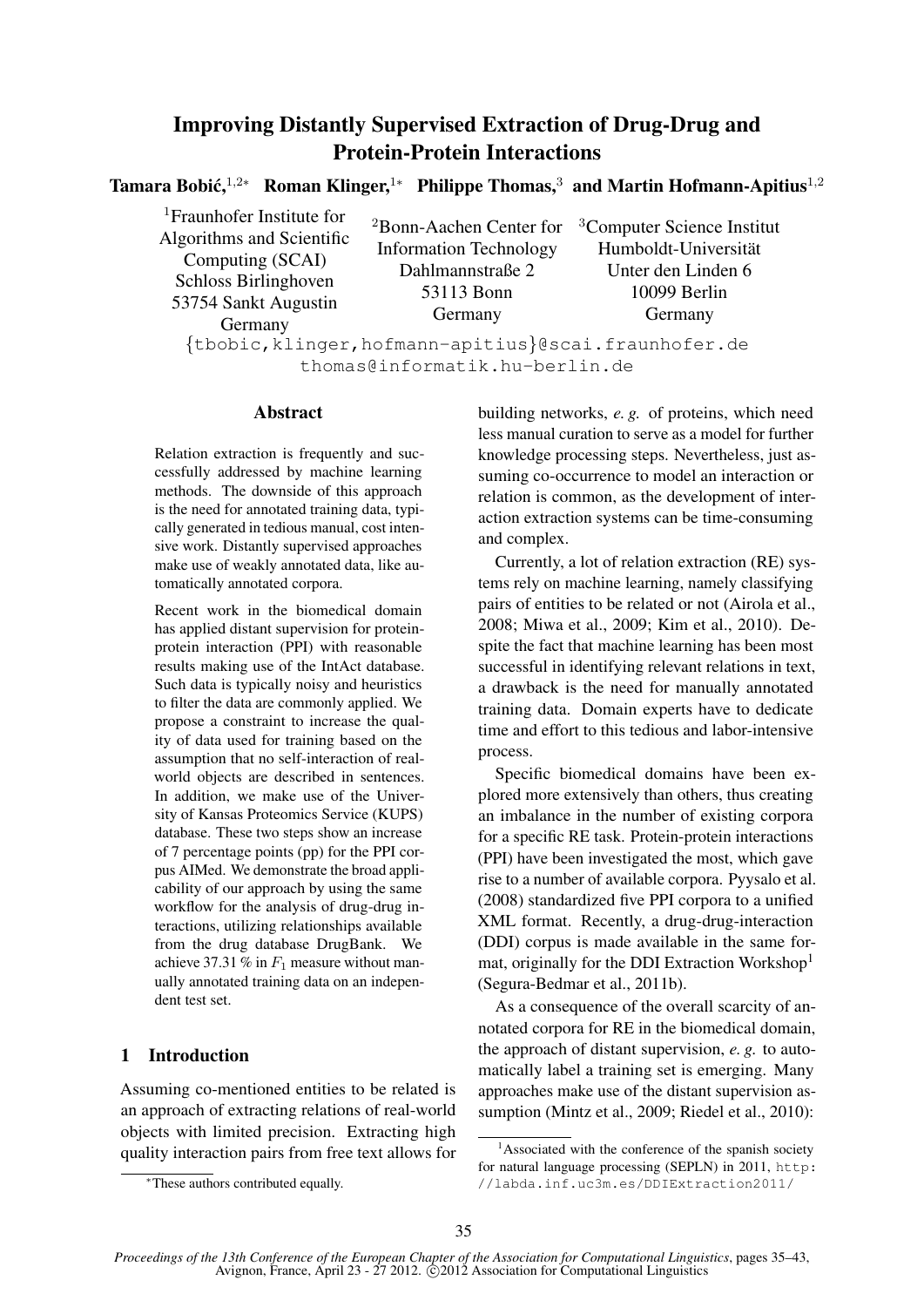# Improving Distantly Supervised Extraction of Drug-Drug and Protein-Protein Interactions

**Tamara Bobić,[1,2*] Roman Klinger,[1*] Philippe Thomas,[3] and Martin Hofmann-Apitius[1,2]**

[1]Fraunhofer Institute for Algorithms and Scientific Computing (SCAI)
Schloss Birlinghoven
53754 Sankt Augustin
Germany

[2]Bonn-Aachen Center for Information Technology
Dahlmannstraße 2
53113 Bonn
Germany

[3]Computer Science Institut
Humboldt-Universität
Unter den Linden 6
10099 Berlin
Germany

{tbobic,klinger,hofmann-apitius}@scai.fraunhofer.de
thomas@informatik.hu-berlin.de

## Abstract

Relation extraction is frequently and successfully addressed by machine learning methods. The downside of this approach is the need for annotated training data, typically generated in tedious manual, cost intensive work. Distantly supervised approaches make use of weakly annotated data, like automatically annotated corpora.

Recent work in the biomedical domain has applied distant supervision for protein-protein interaction (PPI) with reasonable results making use of the IntAct database. Such data is typically noisy and heuristics to filter the data are commonly applied. We propose a constraint to increase the quality of data used for training based on the assumption that no self-interaction of real-world objects are described in sentences. In addition, we make use of the University of Kansas Proteomics Service (KUPS) database. These two steps show an increase of 7 percentage points (pp) for the PPI corpus AIMed. We demonstrate the broad applicability of our approach by using the same workflow for the analysis of drug-drug interactions, utilizing relationships available from the drug database DrugBank. We achieve 37.31 % in $F_1$ measure without manually annotated training data on an independent test set.

## 1 Introduction

Assuming co-mentioned entities to be related is an approach of extracting relations of real-world objects with limited precision. Extracting high quality interaction pairs from free text allows for building networks, *e. g.* of proteins, which need less manual curation to serve as a model for further knowledge processing steps. Nevertheless, just assuming co-occurrence to model an interaction or relation is common, as the development of interaction extraction systems can be time-consuming and complex.

Currently, a lot of relation extraction (RE) systems rely on machine learning, namely classifying pairs of entities to be related or not (Airola et al., 2008; Miwa et al., 2009; Kim et al., 2010). Despite the fact that machine learning has been most successful in identifying relevant relations in text, a drawback is the need for manually annotated training data. Domain experts have to dedicate time and effort to this tedious and labor-intensive process.

Specific biomedical domains have been explored more extensively than others, thus creating an imbalance in the number of existing corpora for a specific RE task. Protein-protein interactions (PPI) have been investigated the most, which gave rise to a number of available corpora. Pyysalo et al. (2008) standardized five PPI corpora to a unified XML format. Recently, a drug-drug-interaction (DDI) corpus is made available in the same format, originally for the DDI Extraction Workshop[1] (Segura-Bedmar et al., 2011b).

As a consequence of the overall scarcity of annotated corpora for RE in the biomedical domain, the approach of distant supervision, *e. g.* to automatically label a training set is emerging. Many approaches make use of the distant supervision assumption (Mintz et al., 2009; Riedel et al., 2010):

---

*These authors contributed equally.

[1]Associated with the conference of the spanish society for natural language processing (SEPLN) in 2011, http://labda.inf.uc3m.es/DDIExtraction2011/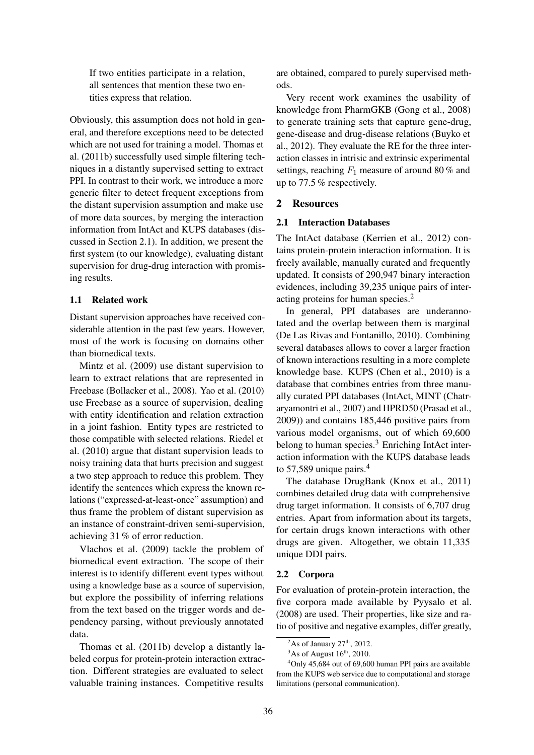> If two entities participate in a relation, all sentences that mention these two entities express that relation.

Obviously, this assumption does not hold in general, and therefore exceptions need to be detected which are not used for training a model. Thomas et al. (2011b) successfully used simple filtering techniques in a distantly supervised setting to extract PPI. In contrast to their work, we introduce a more generic filter to detect frequent exceptions from the distant supervision assumption and make use of more data sources, by merging the interaction information from IntAct and KUPS databases (discussed in Section 2.1). In addition, we present the first system (to our knowledge), evaluating distant supervision for drug-drug interaction with promising results.

### 1.1 Related work

Distant supervision approaches have received considerable attention in the past few years. However, most of the work is focusing on domains other than biomedical texts.

Mintz et al. (2009) use distant supervision to learn to extract relations that are represented in Freebase (Bollacker et al., 2008). Yao et al. (2010) use Freebase as a source of supervision, dealing with entity identification and relation extraction in a joint fashion. Entity types are restricted to those compatible with selected relations. Riedel et al. (2010) argue that distant supervision leads to noisy training data that hurts precision and suggest a two step approach to reduce this problem. They identify the sentences which express the known relations ("expressed-at-least-once" assumption) and thus frame the problem of distant supervision as an instance of constraint-driven semi-supervision, achieving 31 % of error reduction.

Vlachos et al. (2009) tackle the problem of biomedical event extraction. The scope of their interest is to identify different event types without using a knowledge base as a source of supervision, but explore the possibility of inferring relations from the text based on the trigger words and dependency parsing, without previously annotated data.

Thomas et al. (2011b) develop a distantly labeled corpus for protein-protein interaction extraction. Different strategies are evaluated to select valuable training instances. Competitive results are obtained, compared to purely supervised methods.

Very recent work examines the usability of knowledge from PharmGKB (Gong et al., 2008) to generate training sets that capture gene-drug, gene-disease and drug-disease relations (Buyko et al., 2012). They evaluate the RE for the three interaction classes in intrisic and extrinsic experimental settings, reaching $F_1$ measure of around 80 % and up to 77.5 % respectively.

## 2 Resources

### 2.1 Interaction Databases

The IntAct database (Kerrien et al., 2012) contains protein-protein interaction information. It is freely available, manually curated and frequently updated. It consists of 290,947 binary interaction evidences, including 39,235 unique pairs of interacting proteins for human species.[2]

In general, PPI databases are underannotated and the overlap between them is marginal (De Las Rivas and Fontanillo, 2010). Combining several databases allows to cover a larger fraction of known interactions resulting in a more complete knowledge base. KUPS (Chen et al., 2010) is a database that combines entries from three manually curated PPI databases (IntAct, MINT (Chatraryamontri et al., 2007) and HPRD50 (Prasad et al., 2009)) and contains 185,446 positive pairs from various model organisms, out of which 69,600 belong to human species.[3] Enriching IntAct interaction information with the KUPS database leads to 57,589 unique pairs.[4]

The database DrugBank (Knox et al., 2011) combines detailed drug data with comprehensive drug target information. It consists of 6,707 drug entries. Apart from information about its targets, for certain drugs known interactions with other drugs are given. Altogether, we obtain 11,335 unique DDI pairs.

### 2.2 Corpora

For evaluation of protein-protein interaction, the five corpora made available by Pyysalo et al. (2008) are used. Their properties, like size and ratio of positive and negative examples, differ greatly,

[2] As of January 27th, 2012.

[3] As of August 16th, 2010.

[4] Only 45,684 out of 69,600 human PPI pairs are available from the KUPS web service due to computational and storage limitations (personal communication).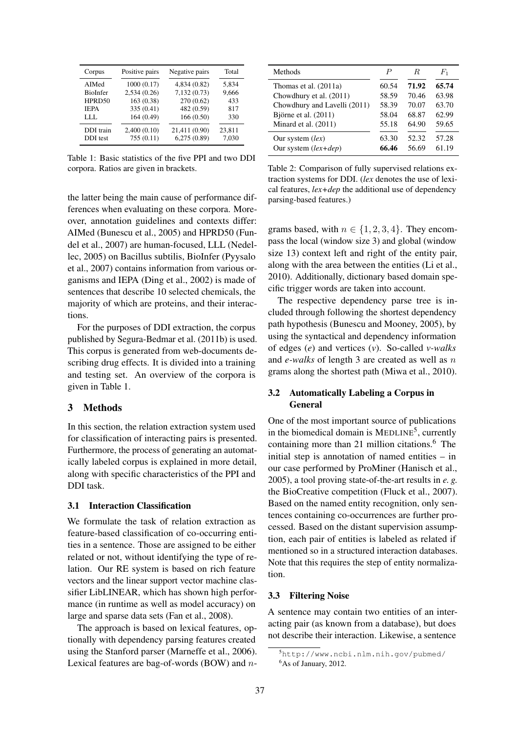| Corpus | Positive pairs | Negative pairs | Total |
|---|---|---|---|
| AIMed | 1000 (0.17) | 4,834 (0.82) | 5,834 |
| BioInfer | 2,534 (0.26) | 7,132 (0.73) | 9,666 |
| HPRD50 | 163 (0.38) | 270 (0.62) | 433 |
| IEPA | 335 (0.41) | 482 (0.59) | 817 |
| LLL | 164 (0.49) | 166 (0.50) | 330 |
| DDI train | 2,400 (0.10) | 21,411 (0.90) | 23,811 |
| DDI test | 755 (0.11) | 6,275 (0.89) | 7,030 |

Table 1: Basic statistics of the five PPI and two DDI corpora. Ratios are given in brackets.

| Methods | $P$ | $R$ | $F_1$ |
|---|---|---|---|
| Thomas et al. (2011a) | 60.54 | **71.92** | **65.74** |
| Chowdhury et al. (2011) | 58.59 | 70.46 | 63.98 |
| Chowdhury and Lavelli (2011) | 58.39 | 70.07 | 63.70 |
| Björne et al. (2011) | 58.04 | 68.87 | 62.99 |
| Minard et al. (2011) | 55.18 | 64.90 | 59.65 |
| Our system (*lex*) | 63.30 | 52.32 | 57.28 |
| Our system (*lex+dep*) | **66.46** | 56.69 | 61.19 |

Table 2: Comparison of fully supervised relations extraction systems for DDI. (*lex* denotes the use of lexical features, *lex+dep* the additional use of dependency parsing-based features.)

the latter being the main cause of performance differences when evaluating on these corpora. Moreover, annotation guidelines and contexts differ: AIMed (Bunescu et al., 2005) and HPRD50 (Fundel et al., 2007) are human-focused, LLL (Nedellec, 2005) on Bacillus subtilis, BioInfer (Pyysalo et al., 2007) contains information from various organisms and IEPA (Ding et al., 2002) is made of sentences that describe 10 selected chemicals, the majority of which are proteins, and their interactions.

For the purposes of DDI extraction, the corpus published by Segura-Bedmar et al. (2011b) is used. This corpus is generated from web-documents describing drug effects. It is divided into a training and testing set. An overview of the corpora is given in Table 1.

## 3 Methods

In this section, the relation extraction system used for classification of interacting pairs is presented. Furthermore, the process of generating an automatically labeled corpus is explained in more detail, along with specific characteristics of the PPI and DDI task.

### 3.1 Interaction Classification

We formulate the task of relation extraction as feature-based classification of co-occurring entities in a sentence. Those are assigned to be either related or not, without identifying the type of relation. Our RE system is based on rich feature vectors and the linear support vector machine classifier LibLINEAR, which has shown high performance (in runtime as well as model accuracy) on large and sparse data sets (Fan et al., 2008).

The approach is based on lexical features, optionally with dependency parsing features created using the Stanford parser (Marneffe et al., 2006). Lexical features are bag-of-words (BOW) and $n$-grams based, with $n \in \{1, 2, 3, 4\}$. They encompass the local (window size 3) and global (window size 13) context left and right of the entity pair, along with the area between the entities (Li et al., 2010). Additionally, dictionary based domain specific trigger words are taken into account.

The respective dependency parse tree is included through following the shortest dependency path hypothesis (Bunescu and Mooney, 2005), by using the syntactical and dependency information of edges (*e*) and vertices (*v*). So-called *v-walks* and *e-walks* of length 3 are created as well as $n$ grams along the shortest path (Miwa et al., 2010).

### 3.2 Automatically Labeling a Corpus in General

One of the most important source of publications in the biomedical domain is MEDLINE[5], currently containing more than 21 million citations.[6] The initial step is annotation of named entities – in our case performed by ProMiner (Hanisch et al., 2005), a tool proving state-of-the-art results in *e. g.* the BioCreative competition (Fluck et al., 2007). Based on the named entity recognition, only sentences containing co-occurrences are further processed. Based on the distant supervision assumption, each pair of entities is labeled as related if mentioned so in a structured interaction databases. Note that this requires the step of entity normalization.

### 3.3 Filtering Noise

A sentence may contain two entities of an interacting pair (as known from a database), but does not describe their interaction. Likewise, a sentence

[5] http://www.ncbi.nlm.nih.gov/pubmed/

[6] As of January, 2012.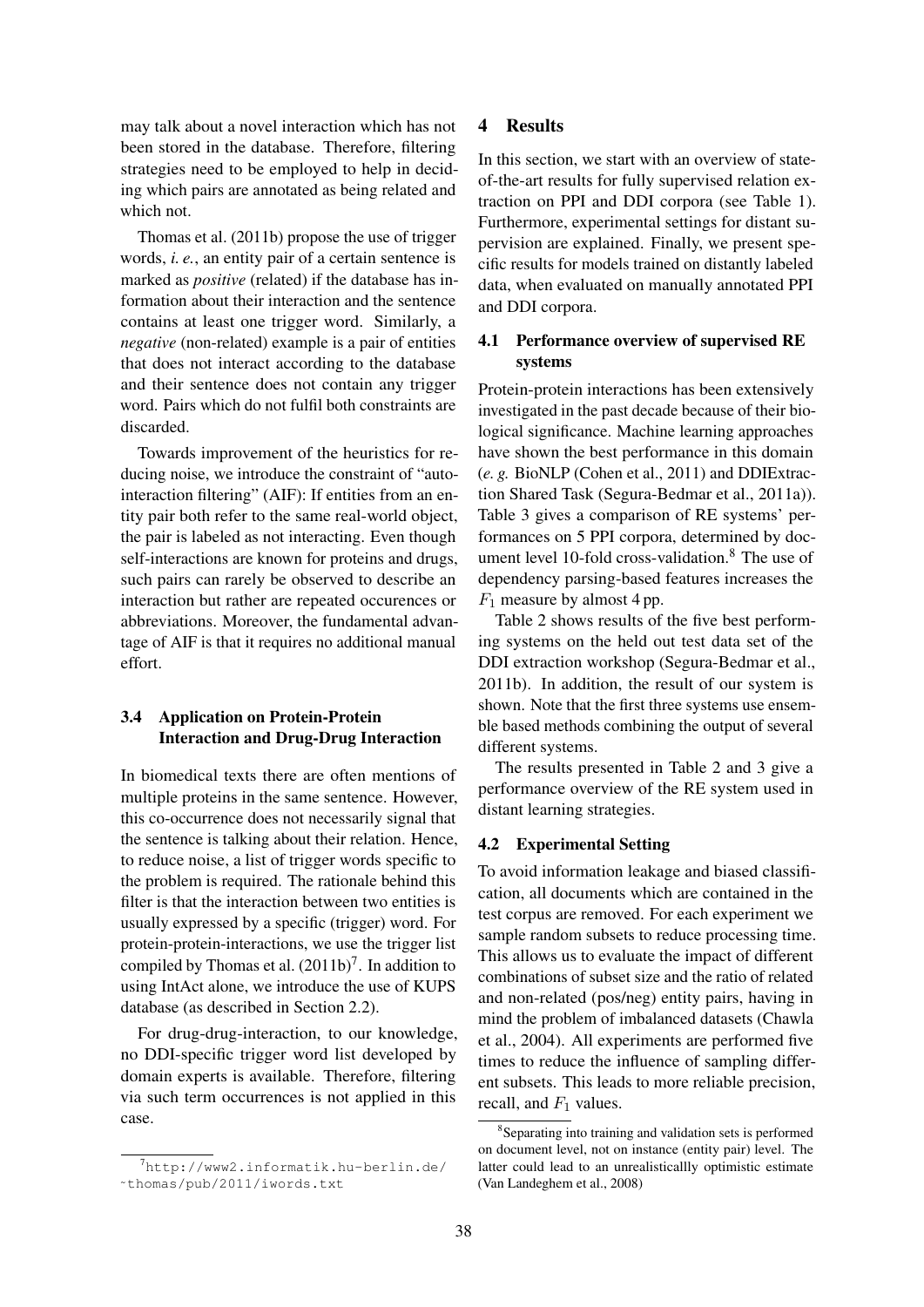may talk about a novel interaction which has not been stored in the database. Therefore, filtering strategies need to be employed to help in deciding which pairs are annotated as being related and which not.

Thomas et al. (2011b) propose the use of trigger words, *i. e.*, an entity pair of a certain sentence is marked as *positive* (related) if the database has information about their interaction and the sentence contains at least one trigger word. Similarly, a *negative* (non-related) example is a pair of entities that does not interact according to the database and their sentence does not contain any trigger word. Pairs which do not fulfil both constraints are discarded.

Towards improvement of the heuristics for reducing noise, we introduce the constraint of "auto-interaction filtering" (AIF): If entities from an entity pair both refer to the same real-world object, the pair is labeled as not interacting. Even though self-interactions are known for proteins and drugs, such pairs can rarely be observed to describe an interaction but rather are repeated occurences or abbreviations. Moreover, the fundamental advantage of AIF is that it requires no additional manual effort.

### 3.4 Application on Protein-Protein Interaction and Drug-Drug Interaction

In biomedical texts there are often mentions of multiple proteins in the same sentence. However, this co-occurrence does not necessarily signal that the sentence is talking about their relation. Hence, to reduce noise, a list of trigger words specific to the problem is required. The rationale behind this filter is that the interaction between two entities is usually expressed by a specific (trigger) word. For protein-protein-interactions, we use the trigger list compiled by Thomas et al. (2011b)[7]. In addition to using IntAct alone, we introduce the use of KUPS database (as described in Section 2.2).

For drug-drug-interaction, to our knowledge, no DDI-specific trigger word list developed by domain experts is available. Therefore, filtering via such term occurrences is not applied in this case.

[7] http://www2.informatik.hu-berlin.de/~thomas/pub/2011/iwords.txt

## 4 Results

In this section, we start with an overview of state-of-the-art results for fully supervised relation extraction on PPI and DDI corpora (see Table 1). Furthermore, experimental settings for distant supervision are explained. Finally, we present specific results for models trained on distantly labeled data, when evaluated on manually annotated PPI and DDI corpora.

### 4.1 Performance overview of supervised RE systems

Protein-protein interactions has been extensively investigated in the past decade because of their biological significance. Machine learning approaches have shown the best performance in this domain (*e. g.* BioNLP (Cohen et al., 2011) and DDIExtraction Shared Task (Segura-Bedmar et al., 2011a)). Table 3 gives a comparison of RE systems' performances on 5 PPI corpora, determined by document level 10-fold cross-validation.[8] The use of dependency parsing-based features increases the $F_1$ measure by almost 4 pp.

Table 2 shows results of the five best performing systems on the held out test data set of the DDI extraction workshop (Segura-Bedmar et al., 2011b). In addition, the result of our system is shown. Note that the first three systems use ensemble based methods combining the output of several different systems.

The results presented in Table 2 and 3 give a performance overview of the RE system used in distant learning strategies.

### 4.2 Experimental Setting

To avoid information leakage and biased classification, all documents which are contained in the test corpus are removed. For each experiment we sample random subsets to reduce processing time. This allows us to evaluate the impact of different combinations of subset size and the ratio of related and non-related (pos/neg) entity pairs, having in mind the problem of imbalanced datasets (Chawla et al., 2004). All experiments are performed five times to reduce the influence of sampling different subsets. This leads to more reliable precision, recall, and $F_1$ values.

[8] Separating into training and validation sets is performed on document level, not on instance (entity pair) level. The latter could lead to an unrealisticallly optimistic estimate (Van Landeghem et al., 2008)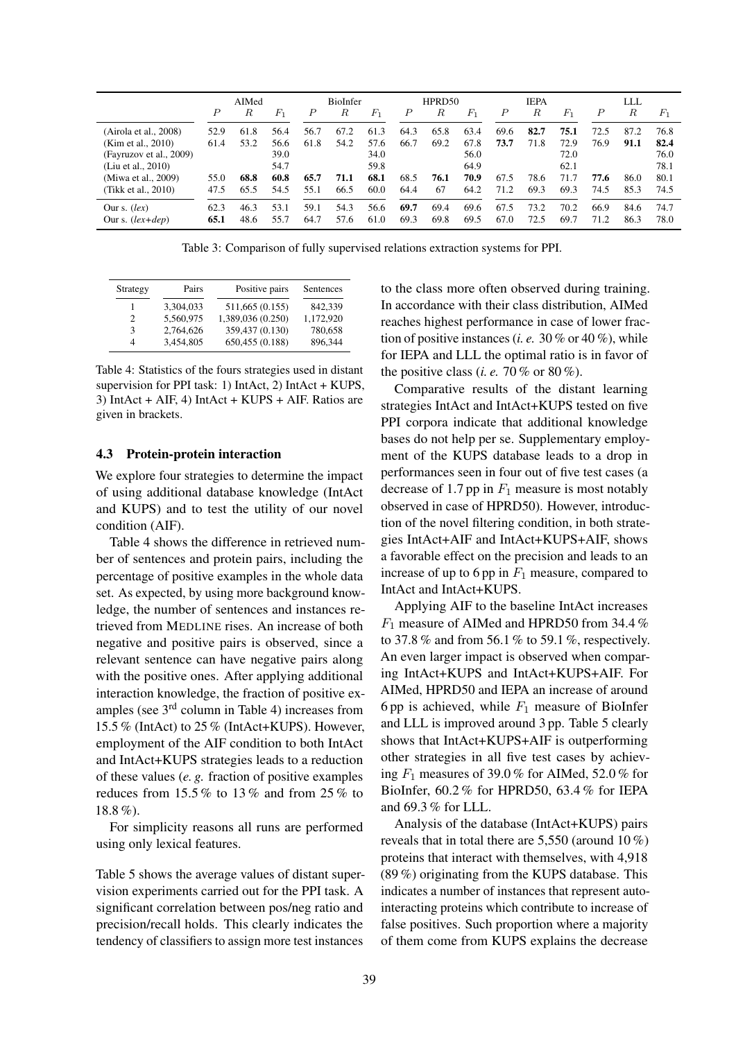| | AIMed | | | BioInfer | | | HPRD50 | | | IEPA | | | LLL | | |
|---|---|---|---|---|---|---|---|---|---|---|---|---|---|---|---|
| | $P$ | $R$ | $F_1$ | $P$ | $R$ | $F_1$ | $P$ | $R$ | $F_1$ | $P$ | $R$ | $F_1$ | $P$ | $R$ | $F_1$ |
| (Airola et al., 2008) | 52.9 | 61.8 | 56.4 | 56.7 | 67.2 | 61.3 | 64.3 | 65.8 | 63.4 | 69.6 | **82.7** | **75.1** | 72.5 | 87.2 | 76.8 |
| (Kim et al., 2010) | 61.4 | 53.2 | 56.6 | 61.8 | 54.2 | 57.6 | 66.7 | 69.2 | 67.8 | **73.7** | 71.8 | 72.9 | 76.9 | **91.1** | **82.4** |
| (Fayruzov et al., 2009) | | | 39.0 | | | 34.0 | | | 56.0 | | | 72.0 | | | 76.0 |
| (Liu et al., 2010) | | | 54.7 | | | 59.8 | | | 64.9 | | | 62.1 | | | 78.1 |
| (Miwa et al., 2009) | 55.0 | **68.8** | **60.8** | **65.7** | **71.1** | **68.1** | 68.5 | **76.1** | **70.9** | 67.5 | 78.6 | 71.7 | **77.6** | 86.0 | 80.1 |
| (Tikk et al., 2010) | 47.5 | 65.5 | 54.5 | 55.1 | 66.5 | 60.0 | 64.4 | 67 | 64.2 | 71.2 | 69.3 | 69.3 | 74.5 | 85.3 | 74.5 |
| Our s. (*lex*) | 62.3 | 46.3 | 53.1 | 59.1 | 54.3 | 56.6 | **69.7** | 69.4 | 69.6 | 67.5 | 73.2 | 70.2 | 66.9 | 84.6 | 74.7 |
| Our s. (*lex+dep*) | **65.1** | 48.6 | 55.7 | 64.7 | 57.6 | 61.0 | 69.3 | 69.8 | 69.5 | 67.0 | 72.5 | 69.7 | 71.2 | 86.3 | 78.0 |

Table 3: Comparison of fully supervised relations extraction systems for PPI.

| Strategy | Pairs | Positive pairs | Sentences |
|---|---|---|---|
| 1 | 3,304,033 | 511,665 (0.155) | 842,339 |
| 2 | 5,560,975 | 1,389,036 (0.250) | 1,172,920 |
| 3 | 2,764,626 | 359,437 (0.130) | 780,658 |
| 4 | 3,454,805 | 650,455 (0.188) | 896,344 |

Table 4: Statistics of the fours strategies used in distant supervision for PPI task: 1) IntAct, 2) IntAct + KUPS, 3) IntAct + AIF, 4) IntAct + KUPS + AIF. Ratios are given in brackets.

### 4.3 Protein-protein interaction

We explore four strategies to determine the impact of using additional database knowledge (IntAct and KUPS) and to test the utility of our novel condition (AIF).

Table 4 shows the difference in retrieved number of sentences and protein pairs, including the percentage of positive examples in the whole data set. As expected, by using more background knowledge, the number of sentences and instances retrieved from MEDLINE rises. An increase of both negative and positive pairs is observed, since a relevant sentence can have negative pairs along with the positive ones. After applying additional interaction knowledge, the fraction of positive examples (see 3[rd] column in Table 4) increases from 15.5 % (IntAct) to 25 % (IntAct+KUPS). However, employment of the AIF condition to both IntAct and IntAct+KUPS strategies leads to a reduction of these values (*e. g.* fraction of positive examples reduces from 15.5 % to 13 % and from 25 % to 18.8 %).

For simplicity reasons all runs are performed using only lexical features.

Table 5 shows the average values of distant supervision experiments carried out for the PPI task. A significant correlation between pos/neg ratio and precision/recall holds. This clearly indicates the tendency of classifiers to assign more test instances to the class more often observed during training. In accordance with their class distribution, AIMed reaches highest performance in case of lower fraction of positive instances (*i. e.* 30 % or 40 %), while for IEPA and LLL the optimal ratio is in favor of the positive class (*i. e.* 70 % or 80 %).

Comparative results of the distant learning strategies IntAct and IntAct+KUPS tested on five PPI corpora indicate that additional knowledge bases do not help per se. Supplementary employment of the KUPS database leads to a drop in performances seen in four out of five test cases (a decrease of 1.7 pp in $F_1$ measure is most notably observed in case of HPRD50). However, introduction of the novel filtering condition, in both strategies IntAct+AIF and IntAct+KUPS+AIF, shows a favorable effect on the precision and leads to an increase of up to 6 pp in $F_1$ measure, compared to IntAct and IntAct+KUPS.

Applying AIF to the baseline IntAct increases $F_1$ measure of AIMed and HPRD50 from 34.4 % to 37.8 % and from 56.1 % to 59.1 %, respectively. An even larger impact is observed when comparing IntAct+KUPS and IntAct+KUPS+AIF. For AIMed, HPRD50 and IEPA an increase of around 6 pp is achieved, while $F_1$ measure of BioInfer and LLL is improved around 3 pp. Table 5 clearly shows that IntAct+KUPS+AIF is outperforming other strategies in all five test cases by achieving $F_1$ measures of 39.0 % for AIMed, 52.0 % for BioInfer, 60.2 % for HPRD50, 63.4 % for IEPA and 69.3 % for LLL.

Analysis of the database (IntAct+KUPS) pairs reveals that in total there are 5,550 (around 10 %) proteins that interact with themselves, with 4,918 (89 %) originating from the KUPS database. This indicates a number of instances that represent auto-interacting proteins which contribute to increase of false positives. Such proportion where a majority of them come from KUPS explains the decrease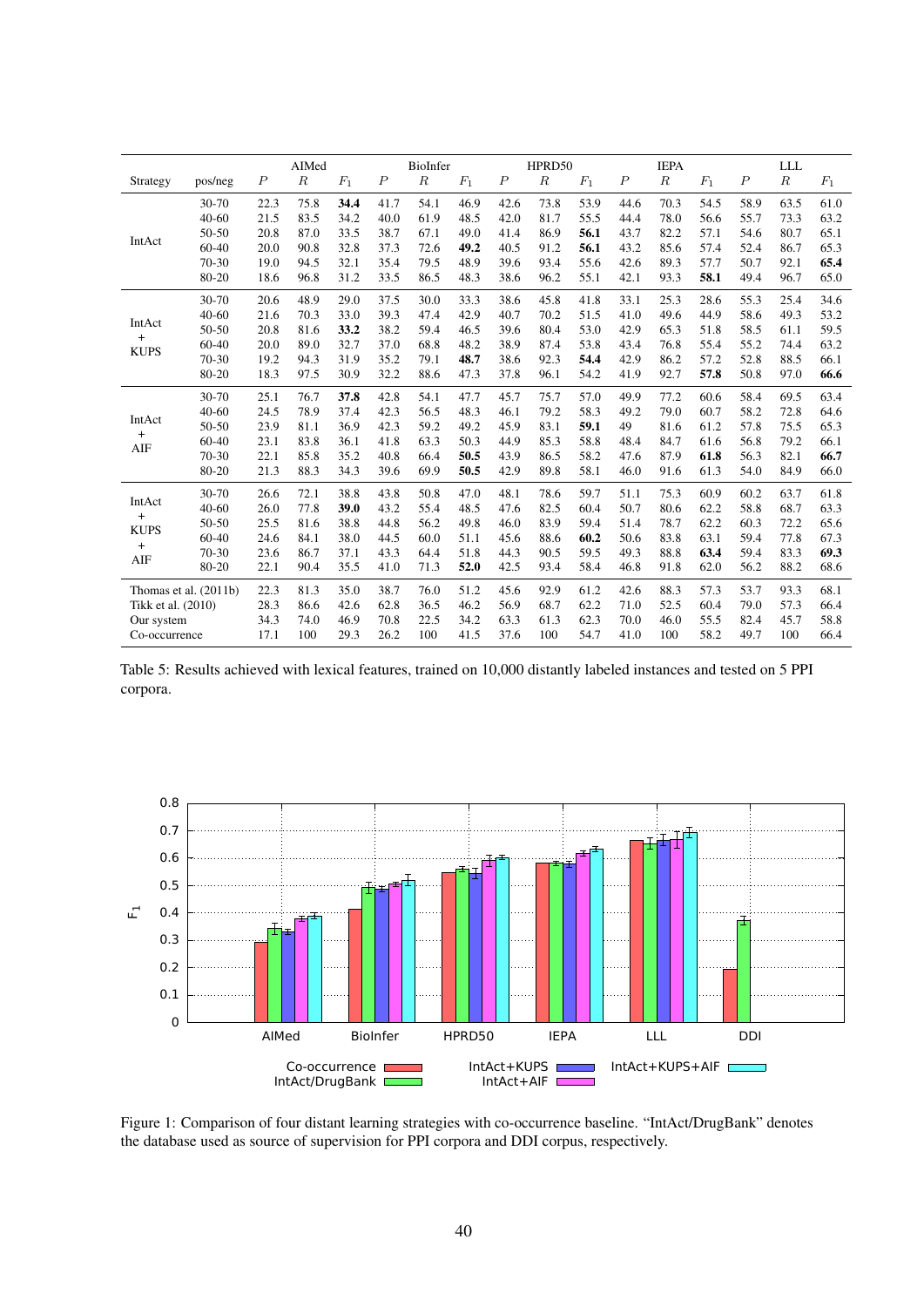| Strategy | pos/neg | AIMed | | | BioInfer | | | HPRD50 | | | IEPA | | | LLL | | |
|---|---|---|---|---|---|---|---|---|---|---|---|---|---|---|---|---|
| | | $P$ | $R$ | $F_1$ | $P$ | $R$ | $F_1$ | $P$ | $R$ | $F_1$ | $P$ | $R$ | $F_1$ | $P$ | $R$ | $F_1$ |
| IntAct | 30-70 | 22.3 | 75.8 | **34.4** | 41.7 | 54.1 | 46.9 | 42.6 | 73.8 | 53.9 | 44.6 | 70.3 | 54.5 | 58.9 | 63.5 | 61.0 |
| | 40-60 | 21.5 | 83.5 | 34.2 | 40.0 | 61.9 | 48.5 | 42.0 | 81.7 | 55.5 | 44.4 | 78.0 | 56.6 | 55.7 | 73.3 | 63.2 |
| | 50-50 | 20.8 | 87.0 | 33.5 | 38.7 | 67.1 | 49.0 | 41.4 | 86.9 | **56.1** | 43.7 | 82.2 | 57.1 | 54.6 | 80.7 | 65.1 |
| | 60-40 | 20.0 | 90.8 | 32.8 | 37.3 | 72.6 | **49.2** | 40.5 | 91.2 | **56.1** | 43.2 | 85.6 | 57.4 | 52.4 | 86.7 | 65.3 |
| | 70-30 | 19.0 | 94.5 | 32.1 | 35.4 | 79.5 | 48.9 | 39.6 | 93.4 | 55.6 | 42.6 | 89.3 | 57.7 | 50.7 | 92.1 | **65.4** |
| | 80-20 | 18.6 | 96.8 | 31.2 | 33.5 | 86.5 | 48.3 | 38.6 | 96.2 | 55.1 | 42.1 | 93.3 | **58.1** | 49.4 | 96.7 | 65.0 |
| IntAct + KUPS | 30-70 | 20.6 | 48.9 | 29.0 | 37.5 | 30.0 | 33.3 | 38.6 | 45.8 | 41.8 | 33.1 | 25.3 | 28.6 | 55.3 | 25.4 | 34.6 |
| | 40-60 | 21.6 | 70.3 | 33.0 | 39.3 | 47.4 | 42.9 | 40.7 | 70.2 | 51.5 | 41.0 | 49.6 | 44.9 | 58.6 | 49.3 | 53.2 |
| | 50-50 | 20.8 | 81.6 | **33.2** | 38.2 | 59.4 | 46.5 | 39.6 | 80.4 | 53.0 | 42.9 | 65.3 | 51.8 | 58.5 | 61.1 | 59.5 |
| | 60-40 | 20.0 | 89.0 | 32.7 | 37.0 | 68.8 | 48.2 | 38.9 | 87.4 | 53.8 | 43.4 | 76.8 | 55.4 | 55.2 | 74.4 | 63.2 |
| | 70-30 | 19.2 | 94.3 | 31.9 | 35.2 | 79.1 | **48.7** | 38.6 | 92.3 | **54.4** | 42.9 | 86.2 | 57.2 | 52.8 | 88.5 | 66.1 |
| | 80-20 | 18.3 | 97.5 | 30.9 | 32.2 | 88.6 | 47.3 | 37.8 | 96.1 | 54.2 | 41.9 | 92.7 | **57.8** | 50.8 | 97.0 | **66.6** |
| IntAct + AIF | 30-70 | 25.1 | 76.7 | **37.8** | 42.8 | 54.1 | 47.7 | 45.7 | 75.7 | 57.0 | 49.9 | 77.2 | 60.6 | 58.4 | 69.5 | 63.4 |
| | 40-60 | 24.5 | 78.9 | 37.4 | 42.3 | 56.5 | 48.3 | 46.1 | 79.2 | 58.3 | 49.2 | 79.0 | 60.7 | 58.2 | 72.8 | 64.6 |
| | 50-50 | 23.9 | 81.1 | 36.9 | 42.3 | 59.2 | 49.2 | 45.9 | 83.1 | **59.1** | 49 | 81.6 | 61.2 | 57.8 | 75.5 | 65.3 |
| | 60-40 | 23.1 | 83.8 | 36.1 | 41.8 | 63.3 | 50.3 | 44.9 | 85.3 | 58.8 | 48.4 | 84.7 | 61.6 | 56.8 | 79.2 | 66.1 |
| | 70-30 | 22.1 | 85.8 | 35.2 | 40.8 | 66.4 | **50.5** | 43.9 | 86.5 | 58.2 | 47.6 | 87.9 | **61.8** | 56.3 | 82.1 | **66.7** |
| | 80-20 | 21.3 | 88.3 | 34.3 | 39.6 | 69.9 | **50.5** | 42.9 | 89.8 | 58.1 | 46.0 | 91.6 | 61.3 | 54.0 | 84.9 | 66.0 |
| IntAct + KUPS + AIF | 30-70 | 26.6 | 72.1 | 38.8 | 43.8 | 50.8 | 47.0 | 48.1 | 78.6 | 59.7 | 51.1 | 75.3 | 60.9 | 60.2 | 63.7 | 61.8 |
| | 40-60 | 26.0 | 77.8 | **39.0** | 43.2 | 55.4 | 48.5 | 47.6 | 82.5 | 60.4 | 50.7 | 80.6 | 62.2 | 58.8 | 68.7 | 63.3 |
| | 50-50 | 25.5 | 81.6 | 38.8 | 44.8 | 56.2 | 49.8 | 46.0 | 83.9 | 59.4 | 51.4 | 78.7 | 62.2 | 60.3 | 72.2 | 65.6 |
| | 60-40 | 24.6 | 84.1 | 38.0 | 44.5 | 60.0 | 51.1 | 45.6 | 88.6 | **60.2** | 50.6 | 83.8 | 63.1 | 59.4 | 77.8 | 67.3 |
| | 70-30 | 23.6 | 86.7 | 37.1 | 43.3 | 64.4 | 51.8 | 44.3 | 90.5 | 59.5 | 49.3 | 88.8 | **63.4** | 59.4 | 83.3 | **69.3** |
| | 80-20 | 22.1 | 90.4 | 35.5 | 41.0 | 71.3 | **52.0** | 42.5 | 93.4 | 58.4 | 46.8 | 91.8 | 62.0 | 56.2 | 88.2 | 68.6 |
| Thomas et al. (2011b) | | 22.3 | 81.3 | 35.0 | 38.7 | 76.0 | 51.2 | 45.6 | 92.9 | 61.2 | 42.6 | 88.3 | 57.3 | 53.7 | 93.3 | 68.1 |
| Tikk et al. (2010) | | 28.3 | 86.6 | 42.6 | 62.8 | 36.5 | 46.2 | 56.9 | 68.7 | 62.2 | 71.0 | 52.5 | 60.4 | 79.0 | 57.3 | 66.4 |
| Our system | | 34.3 | 74.0 | 46.9 | 70.8 | 22.5 | 34.2 | 63.3 | 61.3 | 62.3 | 70.0 | 46.0 | 55.5 | 82.4 | 45.7 | 58.8 |
| Co-occurrence | | 17.1 | 100 | 29.3 | 26.2 | 100 | 41.5 | 37.6 | 100 | 54.7 | 41.0 | 100 | 58.2 | 49.7 | 100 | 66.4 |

Table 5: Results achieved with lexical features, trained on 10,000 distantly labeled instances and tested on 5 PPI corpora.

Figure 1: Comparison of four distant learning strategies with co-occurrence baseline. "IntAct/DrugBank" denotes the database used as source of supervision for PPI corpora and DDI corpus, respectively.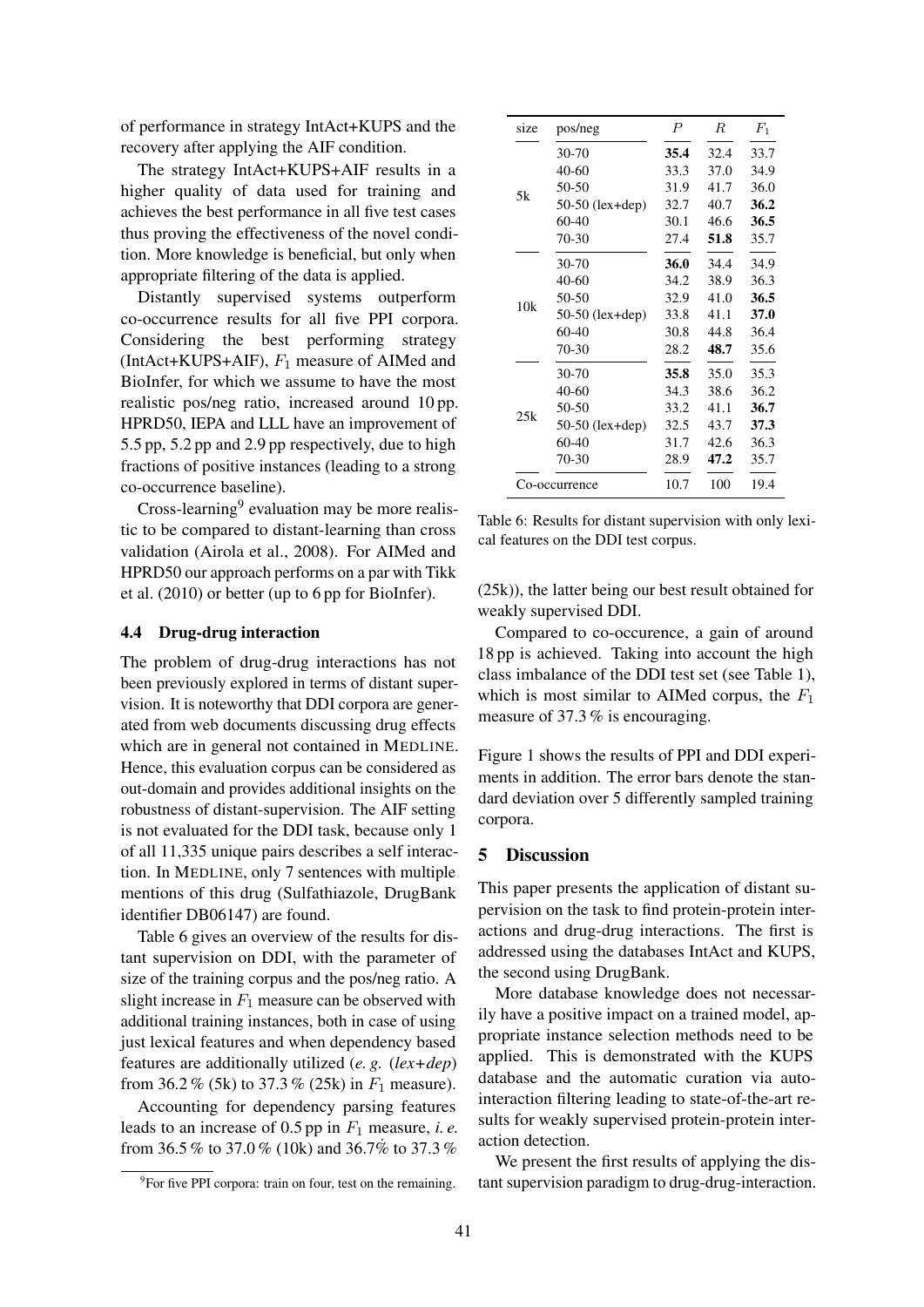of performance in strategy IntAct+KUPS and the recovery after applying the AIF condition.

The strategy IntAct+KUPS+AIF results in a higher quality of data used for training and achieves the best performance in all five test cases thus proving the effectiveness of the novel condition. More knowledge is beneficial, but only when appropriate filtering of the data is applied.

Distantly supervised systems outperform co-occurrence results for all five PPI corpora. Considering the best performing strategy (IntAct+KUPS+AIF), $F_1$ measure of AIMed and BioInfer, for which we assume to have the most realistic pos/neg ratio, increased around 10 pp. HPRD50, IEPA and LLL have an improvement of 5.5 pp, 5.2 pp and 2.9 pp respectively, due to high fractions of positive instances (leading to a strong co-occurrence baseline).

Cross-learning[9] evaluation may be more realistic to be compared to distant-learning than cross validation (Airola et al., 2008). For AIMed and HPRD50 our approach performs on a par with Tikk et al. (2010) or better (up to 6 pp for BioInfer).

### 4.4 Drug-drug interaction

The problem of drug-drug interactions has not been previously explored in terms of distant supervision. It is noteworthy that DDI corpora are generated from web documents discussing drug effects which are in general not contained in MEDLINE. Hence, this evaluation corpus can be considered as out-domain and provides additional insights on the robustness of distant-supervision. The AIF setting is not evaluated for the DDI task, because only 1 of all 11,335 unique pairs describes a self interaction. In MEDLINE, only 7 sentences with multiple mentions of this drug (Sulfathiazole, DrugBank identifier DB06147) are found.

Table 6 gives an overview of the results for distant supervision on DDI, with the parameter of size of the training corpus and the pos/neg ratio. A slight increase in $F_1$ measure can be observed with additional training instances, both in case of using just lexical features and when dependency based features are additionally utilized (*e. g.* (*lex+dep*) from 36.2 % (5k) to 37.3 % (25k) in $F_1$ measure).

Accounting for dependency parsing features leads to an increase of 0.5 pp in $F_1$ measure, *i. e.* from 36.5 % to 37.0 % (10k) and 36.7% to 37.3 % (25k)), the latter being our best result obtained for weakly supervised DDI.

| size | pos/neg | $P$ | $R$ | $F_1$ |
|---|---|---|---|---|
| 5k | 30-70 | **35.4** | 32.4 | 33.7 |
| | 40-60 | 33.3 | 37.0 | 34.9 |
| | 50-50 | 31.9 | 41.7 | 36.0 |
| | 50-50 (lex+dep) | 32.7 | 40.7 | **36.2** |
| | 60-40 | 30.1 | 46.6 | **36.5** |
| | 70-30 | 27.4 | **51.8** | 35.7 |
| 10k | 30-70 | **36.0** | 34.4 | 34.9 |
| | 40-60 | 34.2 | 38.9 | 36.3 |
| | 50-50 | 32.9 | 41.0 | **36.5** |
| | 50-50 (lex+dep) | 33.8 | 41.1 | **37.0** |
| | 60-40 | 30.8 | 44.8 | 36.4 |
| | 70-30 | 28.2 | **48.7** | 35.6 |
| 25k | 30-70 | **35.8** | 35.0 | 35.3 |
| | 40-60 | 34.3 | 38.6 | 36.2 |
| | 50-50 | 33.2 | 41.1 | **36.7** |
| | 50-50 (lex+dep) | 32.5 | 43.7 | **37.3** |
| | 60-40 | 31.7 | 42.6 | 36.3 |
| | 70-30 | 28.9 | **47.2** | 35.7 |
| Co-occurrence | | 10.7 | 100 | 19.4 |

Table 6: Results for distant supervision with only lexical features on the DDI test corpus.

Compared to co-occurence, a gain of around 18 pp is achieved. Taking into account the high class imbalance of the DDI test set (see Table 1), which is most similar to AIMed corpus, the $F_1$ measure of 37.3 % is encouraging.

Figure 1 shows the results of PPI and DDI experiments in addition. The error bars denote the standard deviation over 5 differently sampled training corpora.

## 5 Discussion

This paper presents the application of distant supervision on the task to find protein-protein interactions and drug-drug interactions. The first is addressed using the databases IntAct and KUPS, the second using DrugBank.

More database knowledge does not necessarily have a positive impact on a trained model, appropriate instance selection methods need to be applied. This is demonstrated with the KUPS database and the automatic curation via auto-interaction filtering leading to state-of-the-art results for weakly supervised protein-protein interaction detection.

We present the first results of applying the distant supervision paradigm to drug-drug-interaction.

[9] For five PPI corpora: train on four, test on the remaining.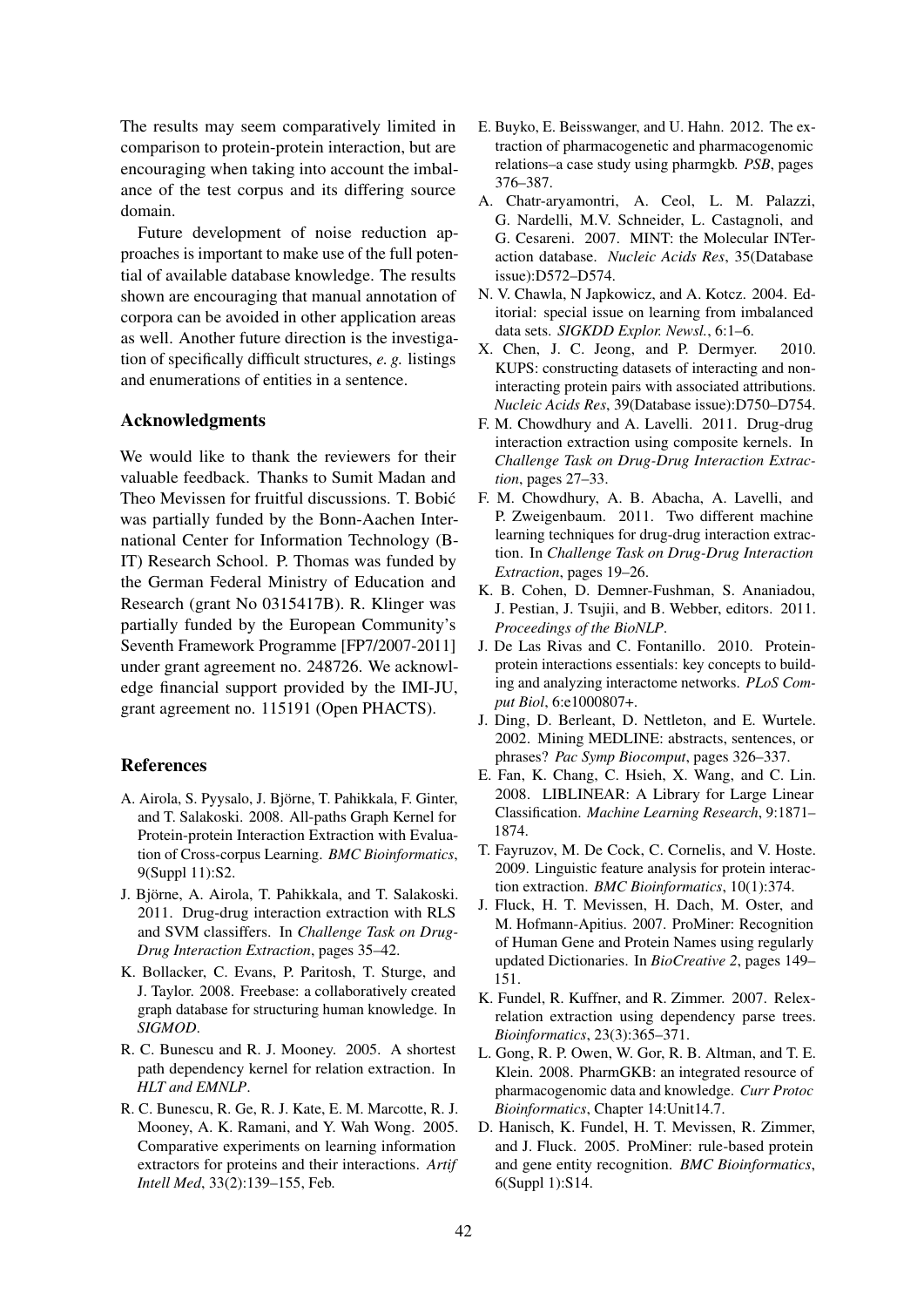The results may seem comparatively limited in comparison to protein-protein interaction, but are encouraging when taking into account the imbalance of the test corpus and its differing source domain.

Future development of noise reduction approaches is important to make use of the full potential of available database knowledge. The results shown are encouraging that manual annotation of corpora can be avoided in other application areas as well. Another future direction is the investigation of specifically difficult structures, *e. g.* listings and enumerations of entities in a sentence.

## Acknowledgments

We would like to thank the reviewers for their valuable feedback. Thanks to Sumit Madan and Theo Mevissen for fruitful discussions. T. Bobić was partially funded by the Bonn-Aachen International Center for Information Technology (B-IT) Research School. P. Thomas was funded by the German Federal Ministry of Education and Research (grant No 0315417B). R. Klinger was partially funded by the European Community's Seventh Framework Programme [FP7/2007-2011] under grant agreement no. 248726. We acknowledge financial support provided by the IMI-JU, grant agreement no. 115191 (Open PHACTS).

## References

A. Airola, S. Pyysalo, J. Björne, T. Pahikkala, F. Ginter, and T. Salakoski. 2008. All-paths Graph Kernel for Protein-protein Interaction Extraction with Evaluation of Cross-corpus Learning. *BMC Bioinformatics*, 9(Suppl 11):S2.

J. Björne, A. Airola, T. Pahikkala, and T. Salakoski. 2011. Drug-drug interaction extraction with RLS and SVM classiffers. In *Challenge Task on Drug-Drug Interaction Extraction*, pages 35–42.

K. Bollacker, C. Evans, P. Paritosh, T. Sturge, and J. Taylor. 2008. Freebase: a collaboratively created graph database for structuring human knowledge. In *SIGMOD*.

R. C. Bunescu and R. J. Mooney. 2005. A shortest path dependency kernel for relation extraction. In *HLT and EMNLP*.

R. C. Bunescu, R. Ge, R. J. Kate, E. M. Marcotte, R. J. Mooney, A. K. Ramani, and Y. Wah Wong. 2005. Comparative experiments on learning information extractors for proteins and their interactions. *Artif Intell Med*, 33(2):139–155, Feb.

E. Buyko, E. Beisswanger, and U. Hahn. 2012. The extraction of pharmacogenetic and pharmacogenomic relations–a case study using pharmgkb. *PSB*, pages 376–387.

A. Chatr-aryamontri, A. Ceol, L. M. Palazzi, G. Nardelli, M.V. Schneider, L. Castagnoli, and G. Cesareni. 2007. MINT: the Molecular INTeraction database. *Nucleic Acids Res*, 35(Database issue):D572–D574.

N. V. Chawla, N Japkowicz, and A. Kotcz. 2004. Editorial: special issue on learning from imbalanced data sets. *SIGKDD Explor. Newsl.*, 6:1–6.

X. Chen, J. C. Jeong, and P. Dermyer. 2010. KUPS: constructing datasets of interacting and non-interacting protein pairs with associated attributions. *Nucleic Acids Res*, 39(Database issue):D750–D754.

F. M. Chowdhury and A. Lavelli. 2011. Drug-drug interaction extraction using composite kernels. In *Challenge Task on Drug-Drug Interaction Extraction*, pages 27–33.

F. M. Chowdhury, A. B. Abacha, A. Lavelli, and P. Zweigenbaum. 2011. Two different machine learning techniques for drug-drug interaction extraction. In *Challenge Task on Drug-Drug Interaction Extraction*, pages 19–26.

K. B. Cohen, D. Demner-Fushman, S. Ananiadou, J. Pestian, J. Tsujii, and B. Webber, editors. 2011. *Proceedings of the BioNLP*.

J. De Las Rivas and C. Fontanillo. 2010. Protein-protein interactions essentials: key concepts to building and analyzing interactome networks. *PLoS Comput Biol*, 6:e1000807+.

J. Ding, D. Berleant, D. Nettleton, and E. Wurtele. 2002. Mining MEDLINE: abstracts, sentences, or phrases? *Pac Symp Biocomput*, pages 326–337.

E. Fan, K. Chang, C. Hsieh, X. Wang, and C. Lin. 2008. LIBLINEAR: A Library for Large Linear Classification. *Machine Learning Research*, 9:1871–1874.

T. Fayruzov, M. De Cock, C. Cornelis, and V. Hoste. 2009. Linguistic feature analysis for protein interaction extraction. *BMC Bioinformatics*, 10(1):374.

J. Fluck, H. T. Mevissen, H. Dach, M. Oster, and M. Hofmann-Apitius. 2007. ProMiner: Recognition of Human Gene and Protein Names using regularly updated Dictionaries. In *BioCreative 2*, pages 149–151.

K. Fundel, R. Kuffner, and R. Zimmer. 2007. Relex-relation extraction using dependency parse trees. *Bioinformatics*, 23(3):365–371.

L. Gong, R. P. Owen, W. Gor, R. B. Altman, and T. E. Klein. 2008. PharmGKB: an integrated resource of pharmacogenomic data and knowledge. *Curr Protoc Bioinformatics*, Chapter 14:Unit14.7.

D. Hanisch, K. Fundel, H. T. Mevissen, R. Zimmer, and J. Fluck. 2005. ProMiner: rule-based protein and gene entity recognition. *BMC Bioinformatics*, 6(Suppl 1):S14.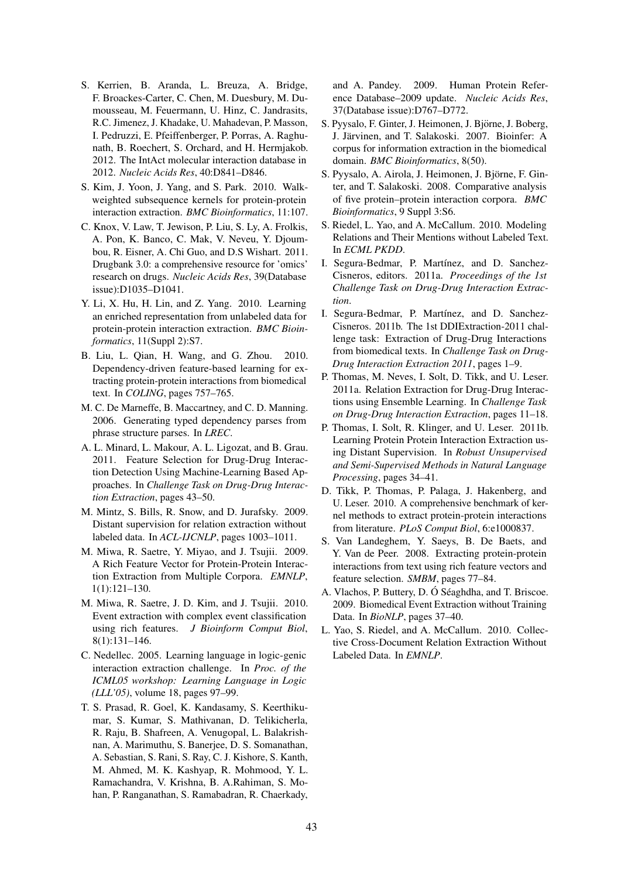S. Kerrien, B. Aranda, L. Breuza, A. Bridge, F. Broackes-Carter, C. Chen, M. Duesbury, M. Dumousseau, M. Feuermann, U. Hinz, C. Jandrasits, R.C. Jimenez, J. Khadake, U. Mahadevan, P. Masson, I. Pedruzzi, E. Pfeiffenberger, P. Porras, A. Raghunath, B. Roechert, S. Orchard, and H. Hermjakob. 2012. The IntAct molecular interaction database in 2012. *Nucleic Acids Res*, 40:D841–D846.

S. Kim, J. Yoon, J. Yang, and S. Park. 2010. Walk-weighted subsequence kernels for protein-protein interaction extraction. *BMC Bioinformatics*, 11:107.

C. Knox, V. Law, T. Jewison, P. Liu, S. Ly, A. Frolkis, A. Pon, K. Banco, C. Mak, V. Neveu, Y. Djoumbou, R. Eisner, A. Chi Guo, and D.S Wishart. 2011. Drugbank 3.0: a comprehensive resource for 'omics' research on drugs. *Nucleic Acids Res*, 39(Database issue):D1035–D1041.

Y. Li, X. Hu, H. Lin, and Z. Yang. 2010. Learning an enriched representation from unlabeled data for protein-protein interaction extraction. *BMC Bioinformatics*, 11(Suppl 2):S7.

B. Liu, L. Qian, H. Wang, and G. Zhou. 2010. Dependency-driven feature-based learning for extracting protein-protein interactions from biomedical text. In *COLING*, pages 757–765.

M. C. De Marneffe, B. Maccartney, and C. D. Manning. 2006. Generating typed dependency parses from phrase structure parses. In *LREC*.

A. L. Minard, L. Makour, A. L. Ligozat, and B. Grau. 2011. Feature Selection for Drug-Drug Interaction Detection Using Machine-Learning Based Approaches. In *Challenge Task on Drug-Drug Interaction Extraction*, pages 43–50.

M. Mintz, S. Bills, R. Snow, and D. Jurafsky. 2009. Distant supervision for relation extraction without labeled data. In *ACL-IJCNLP*, pages 1003–1011.

M. Miwa, R. Saetre, Y. Miyao, and J. Tsujii. 2009. A Rich Feature Vector for Protein-Protein Interaction Extraction from Multiple Corpora. *EMNLP*, 1(1):121–130.

M. Miwa, R. Saetre, J. D. Kim, and J. Tsujii. 2010. Event extraction with complex event classification using rich features. *J Bioinform Comput Biol*, 8(1):131–146.

C. Nedellec. 2005. Learning language in logic-genic interaction extraction challenge. In *Proc. of the ICML05 workshop: Learning Language in Logic (LLL'05)*, volume 18, pages 97–99.

T. S. Prasad, R. Goel, K. Kandasamy, S. Keerthikumar, S. Kumar, S. Mathivanan, D. Telikicherla, R. Raju, B. Shafreen, A. Venugopal, L. Balakrishnan, A. Marimuthu, S. Banerjee, D. S. Somanathan, A. Sebastian, S. Rani, S. Ray, C. J. Kishore, S. Kanth, M. Ahmed, M. K. Kashyap, R. Mohmood, Y. L. Ramachandra, V. Krishna, B. A.Rahiman, S. Mohan, P. Ranganathan, S. Ramabadran, R. Chaerkady, and A. Pandey. 2009. Human Protein Reference Database–2009 update. *Nucleic Acids Res*, 37(Database issue):D767–D772.

S. Pyysalo, F. Ginter, J. Heimonen, J. Björne, J. Boberg, J. Järvinen, and T. Salakoski. 2007. Bioinfer: A corpus for information extraction in the biomedical domain. *BMC Bioinformatics*, 8(50).

S. Pyysalo, A. Airola, J. Heimonen, J. Björne, F. Ginter, and T. Salakoski. 2008. Comparative analysis of five protein–protein interaction corpora. *BMC Bioinformatics*, 9 Suppl 3:S6.

S. Riedel, L. Yao, and A. McCallum. 2010. Modeling Relations and Their Mentions without Labeled Text. In *ECML PKDD*.

I. Segura-Bedmar, P. Martínez, and D. Sanchez-Cisneros, editors. 2011a. *Proceedings of the 1st Challenge Task on Drug-Drug Interaction Extraction*.

I. Segura-Bedmar, P. Martínez, and D. Sanchez-Cisneros. 2011b. The 1st DDIExtraction-2011 challenge task: Extraction of Drug-Drug Interactions from biomedical texts. In *Challenge Task on Drug-Drug Interaction Extraction 2011*, pages 1–9.

P. Thomas, M. Neves, I. Solt, D. Tikk, and U. Leser. 2011a. Relation Extraction for Drug-Drug Interactions using Ensemble Learning. In *Challenge Task on Drug-Drug Interaction Extraction*, pages 11–18.

P. Thomas, I. Solt, R. Klinger, and U. Leser. 2011b. Learning Protein Protein Interaction Extraction using Distant Supervision. In *Robust Unsupervised and Semi-Supervised Methods in Natural Language Processing*, pages 34–41.

D. Tikk, P. Thomas, P. Palaga, J. Hakenberg, and U. Leser. 2010. A comprehensive benchmark of kernel methods to extract protein-protein interactions from literature. *PLoS Comput Biol*, 6:e1000837.

S. Van Landeghem, Y. Saeys, B. De Baets, and Y. Van de Peer. 2008. Extracting protein-protein interactions from text using rich feature vectors and feature selection. *SMBM*, pages 77–84.

A. Vlachos, P. Buttery, D. Ó Séaghdha, and T. Briscoe. 2009. Biomedical Event Extraction without Training Data. In *BioNLP*, pages 37–40.

L. Yao, S. Riedel, and A. McCallum. 2010. Collective Cross-Document Relation Extraction Without Labeled Data. In *EMNLP*.